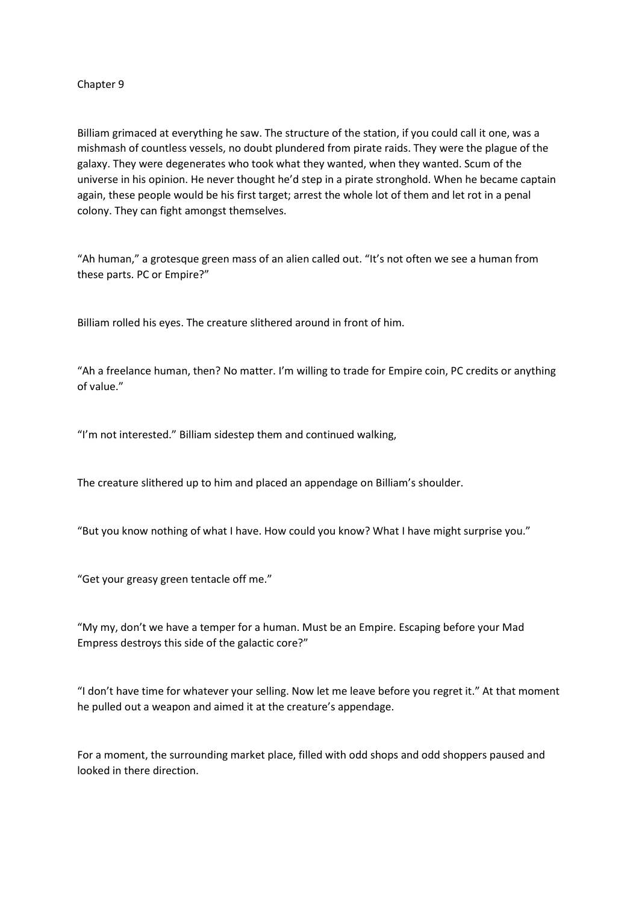Chapter 9

Billiam grimaced at everything he saw. The structure of the station, if you could call it one, was a mishmash of countless vessels, no doubt plundered from pirate raids. They were the plague of the galaxy. They were degenerates who took what they wanted, when they wanted. Scum of the universe in his opinion. He never thought he'd step in a pirate stronghold. When he became captain again, these people would be his first target; arrest the whole lot of them and let rot in a penal colony. They can fight amongst themselves.

"Ah human," a grotesque green mass of an alien called out. "It's not often we see a human from these parts. PC or Empire?"

Billiam rolled his eyes. The creature slithered around in front of him.

"Ah a freelance human, then? No matter. I'm willing to trade for Empire coin, PC credits or anything of value."

"I'm not interested." Billiam sidestep them and continued walking,

The creature slithered up to him and placed an appendage on Billiam's shoulder.

"But you know nothing of what I have. How could you know? What I have might surprise you."

"Get your greasy green tentacle off me."

"My my, don't we have a temper for a human. Must be an Empire. Escaping before your Mad Empress destroys this side of the galactic core?"

"I don't have time for whatever your selling. Now let me leave before you regret it." At that moment he pulled out a weapon and aimed it at the creature's appendage.

For a moment, the surrounding market place, filled with odd shops and odd shoppers paused and looked in there direction.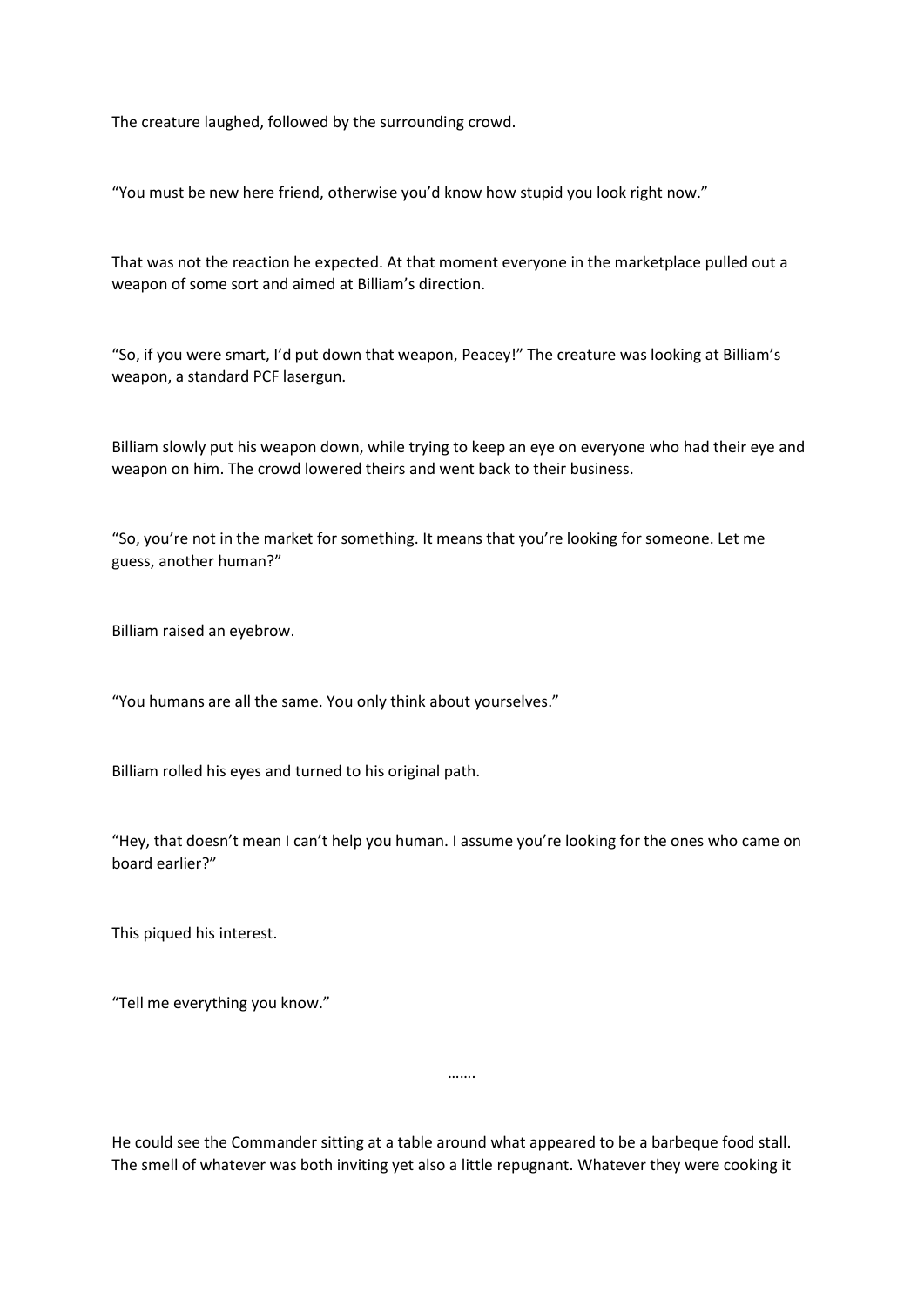The creature laughed, followed by the surrounding crowd.

“You must be new here friend, otherwise you’d know how stupid you look right now.”

That was not the reaction he expected. At that moment everyone in the marketplace pulled out a weapon of some sort and aimed at Billiam’s direction.

“So, if you were smart, I’d put down that weapon, Peacey!” The creature was looking at Billiam’s weapon, a standard PCF lasergun.

Billiam slowly put his weapon down, while trying to keep an eye on everyone who had their eye and weapon on him. The crowd lowered theirs and went back to their business.

“So, you’re not in the market for something. It means that you’re looking for someone. Let me guess, another human?”

Billiam raised an eyebrow.

“You humans are all the same. You only think about yourselves.”

Billiam rolled his eyes and turned to his original path.

“Hey, that doesn’t mean I can’t help you human. I assume you’re looking for the ones who came on board earlier?”

This piqued his interest.

“Tell me everything you know.”

…….

He could see the Commander sitting at a table around what appeared to be a barbeque food stall. The smell of whatever was both inviting yet also a little repugnant. Whatever they were cooking it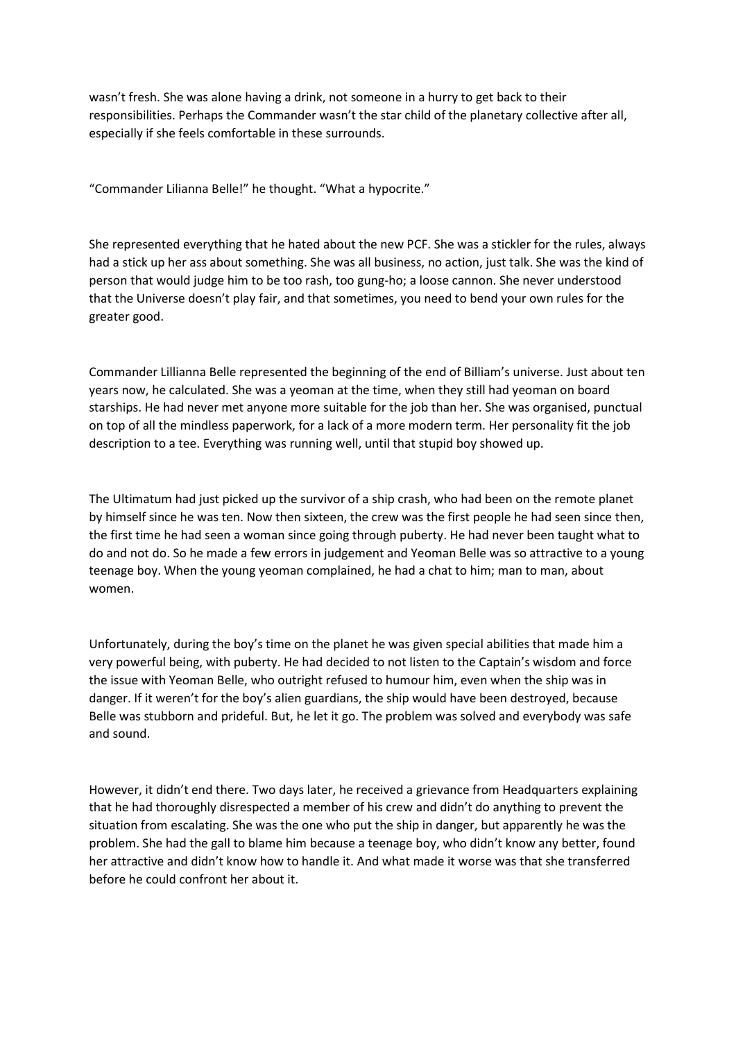wasn't fresh. She was alone having a drink, not someone in a hurry to get back to their responsibilities. Perhaps the Commander wasn't the star child of the planetary collective after all, especially if she feels comfortable in these surrounds.

"Commander Lilianna Belle!" he thought. "What a hypocrite."

She represented everything that he hated about the new PCF. She was a stickler for the rules, always had a stick up her ass about something. She was all business, no action, just talk. She was the kind of person that would judge him to be too rash, too gung-ho; a loose cannon. She never understood that the Universe doesn't play fair, and that sometimes, you need to bend your own rules for the greater good.

Commander Lillianna Belle represented the beginning of the end of Billiam's universe. Just about ten years now, he calculated. She was a yeoman at the time, when they still had yeoman on board starships. He had never met anyone more suitable for the job than her. She was organised, punctual on top of all the mindless paperwork, for a lack of a more modern term. Her personality fit the job description to a tee. Everything was running well, until that stupid boy showed up.

The Ultimatum had just picked up the survivor of a ship crash, who had been on the remote planet by himself since he was ten. Now then sixteen, the crew was the first people he had seen since then, the first time he had seen a woman since going through puberty. He had never been taught what to do and not do. So he made a few errors in judgement and Yeoman Belle was so attractive to a young teenage boy. When the young yeoman complained, he had a chat to him; man to man, about women.

Unfortunately, during the boy's time on the planet he was given special abilities that made him a very powerful being, with puberty. He had decided to not listen to the Captain's wisdom and force the issue with Yeoman Belle, who outright refused to humour him, even when the ship was in danger. If it weren't for the boy's alien guardians, the ship would have been destroyed, because Belle was stubborn and prideful. But, he let it go. The problem was solved and everybody was safe and sound.

However, it didn't end there. Two days later, he received a grievance from Headquarters explaining that he had thoroughly disrespected a member of his crew and didn't do anything to prevent the situation from escalating. She was the one who put the ship in danger, but apparently he was the problem. She had the gall to blame him because a teenage boy, who didn't know any better, found her attractive and didn't know how to handle it. And what made it worse was that she transferred before he could confront her about it.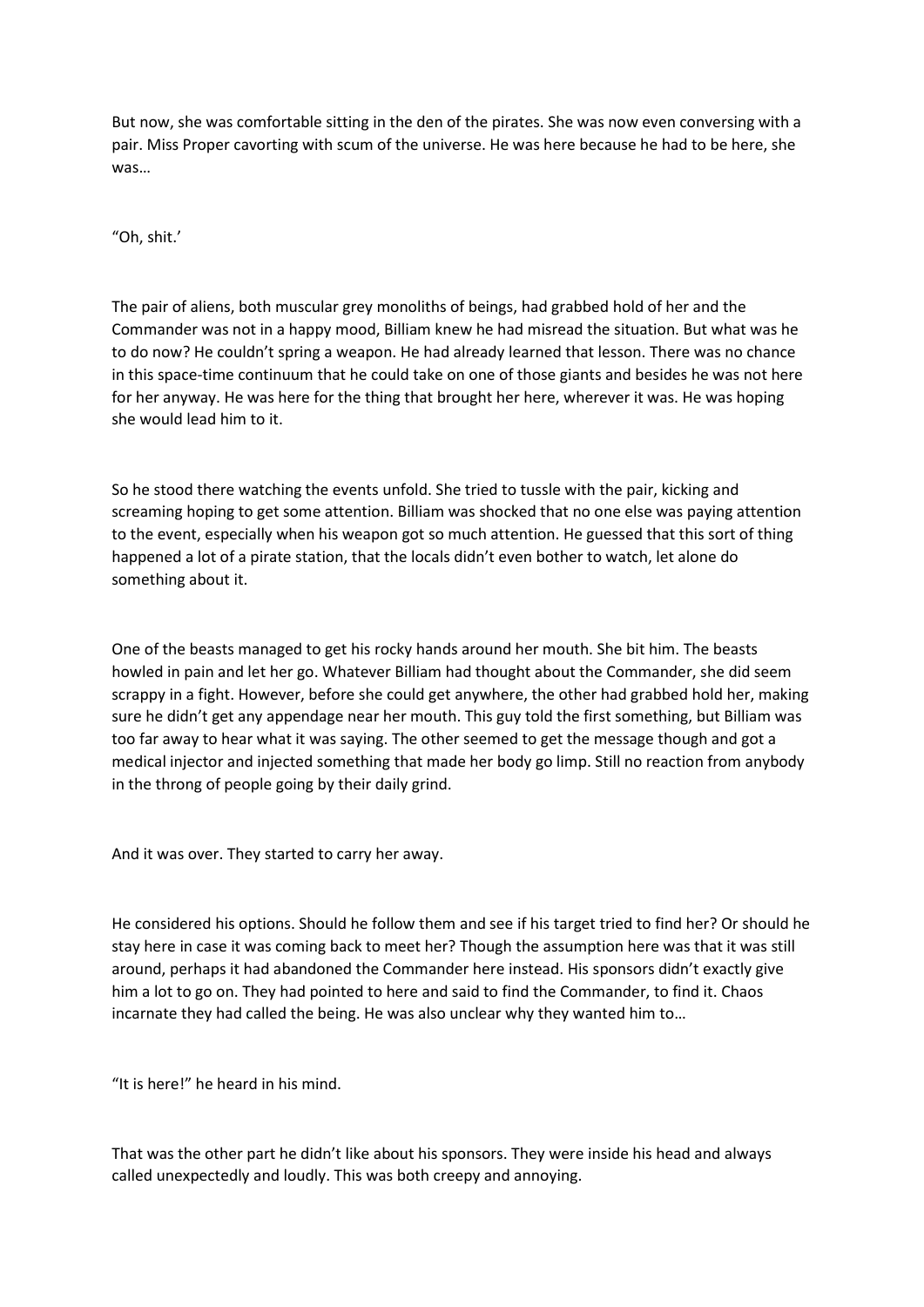But now, she was comfortable sitting in the den of the pirates. She was now even conversing with a pair. Miss Proper cavorting with scum of the universe. He was here because he had to be here, she was…

“Oh, shit.’

The pair of aliens, both muscular grey monoliths of beings, had grabbed hold of her and the Commander was not in a happy mood, Billiam knew he had misread the situation. But what was he to do now? He couldn’t spring a weapon. He had already learned that lesson. There was no chance in this space-time continuum that he could take on one of those giants and besides he was not here for her anyway. He was here for the thing that brought her here, wherever it was. He was hoping she would lead him to it.

So he stood there watching the events unfold. She tried to tussle with the pair, kicking and screaming hoping to get some attention. Billiam was shocked that no one else was paying attention to the event, especially when his weapon got so much attention. He guessed that this sort of thing happened a lot of a pirate station, that the locals didn’t even bother to watch, let alone do something about it.

One of the beasts managed to get his rocky hands around her mouth. She bit him. The beasts howled in pain and let her go. Whatever Billiam had thought about the Commander, she did seem scrappy in a fight. However, before she could get anywhere, the other had grabbed hold her, making sure he didn’t get any appendage near her mouth. This guy told the first something, but Billiam was too far away to hear what it was saying. The other seemed to get the message though and got a medical injector and injected something that made her body go limp. Still no reaction from anybody in the throng of people going by their daily grind.

And it was over. They started to carry her away.

He considered his options. Should he follow them and see if his target tried to find her? Or should he stay here in case it was coming back to meet her? Though the assumption here was that it was still around, perhaps it had abandoned the Commander here instead. His sponsors didn’t exactly give him a lot to go on. They had pointed to here and said to find the Commander, to find it. Chaos incarnate they had called the being. He was also unclear why they wanted him to…

“It is here!” he heard in his mind.

That was the other part he didn’t like about his sponsors. They were inside his head and always called unexpectedly and loudly. This was both creepy and annoying.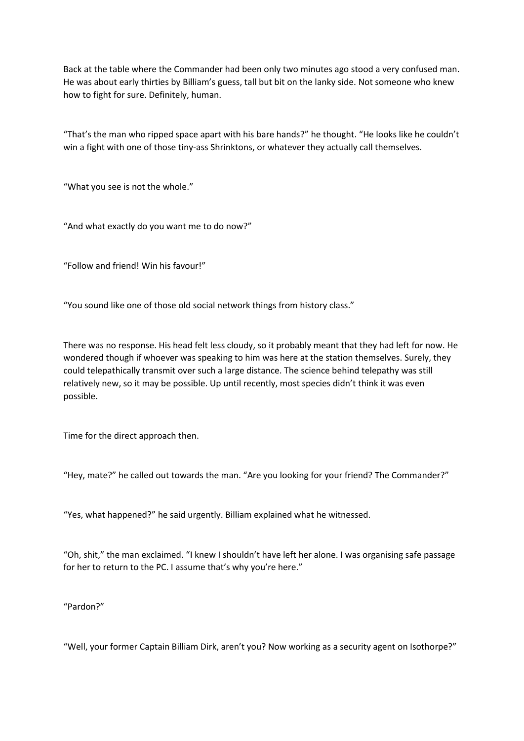Back at the table where the Commander had been only two minutes ago stood a very confused man. He was about early thirties by Billiam's guess, tall but bit on the lanky side. Not someone who knew how to fight for sure. Definitely, human.

"That's the man who ripped space apart with his bare hands?" he thought. "He looks like he couldn't win a fight with one of those tiny-ass Shrinktons, or whatever they actually call themselves.

"What you see is not the whole."

"And what exactly do you want me to do now?"

"Follow and friend! Win his favour!"

"You sound like one of those old social network things from history class."

There was no response. His head felt less cloudy, so it probably meant that they had left for now. He wondered though if whoever was speaking to him was here at the station themselves. Surely, they could telepathically transmit over such a large distance. The science behind telepathy was still relatively new, so it may be possible. Up until recently, most species didn't think it was even possible.

Time for the direct approach then.

"Hey, mate?" he called out towards the man. "Are you looking for your friend? The Commander?"

"Yes, what happened?" he said urgently. Billiam explained what he witnessed.

"Oh, shit," the man exclaimed. "I knew I shouldn't have left her alone. I was organising safe passage for her to return to the PC. I assume that's why you're here."

"Pardon?"

"Well, your former Captain Billiam Dirk, aren't you? Now working as a security agent on Isothorpe?"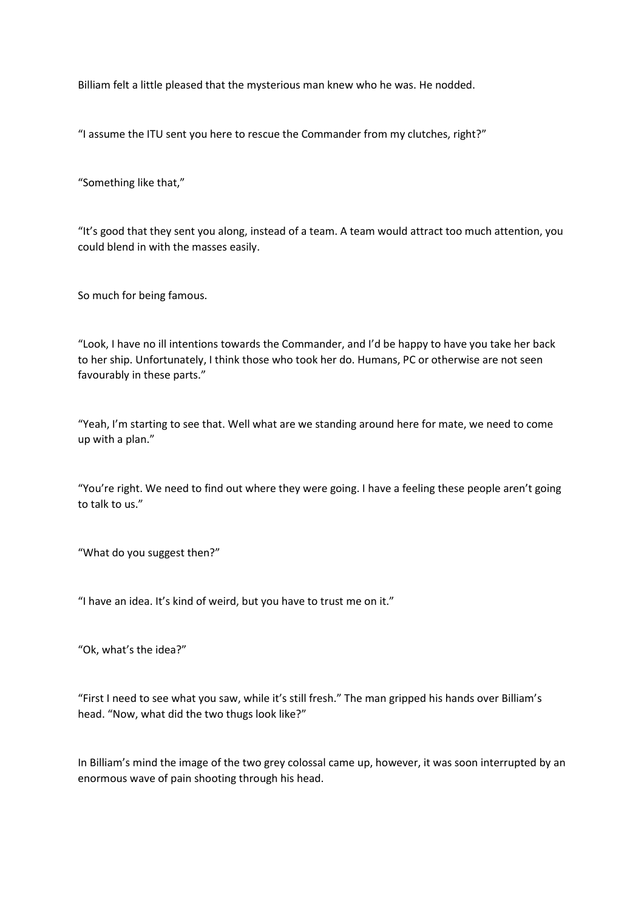Billiam felt a little pleased that the mysterious man knew who he was. He nodded.

"I assume the ITU sent you here to rescue the Commander from my clutches, right?"

"Something like that,"

"It's good that they sent you along, instead of a team. A team would attract too much attention, you could blend in with the masses easily.

So much for being famous.

"Look, I have no ill intentions towards the Commander, and I'd be happy to have you take her back to her ship. Unfortunately, I think those who took her do. Humans, PC or otherwise are not seen favourably in these parts."

"Yeah, I'm starting to see that. Well what are we standing around here for mate, we need to come up with a plan."

"You're right. We need to find out where they were going. I have a feeling these people aren't going to talk to us."

"What do you suggest then?"

"I have an idea. It's kind of weird, but you have to trust me on it."

"Ok, what's the idea?"

"First I need to see what you saw, while it's still fresh." The man gripped his hands over Billiam's head. "Now, what did the two thugs look like?"

In Billiam's mind the image of the two grey colossal came up, however, it was soon interrupted by an enormous wave of pain shooting through his head.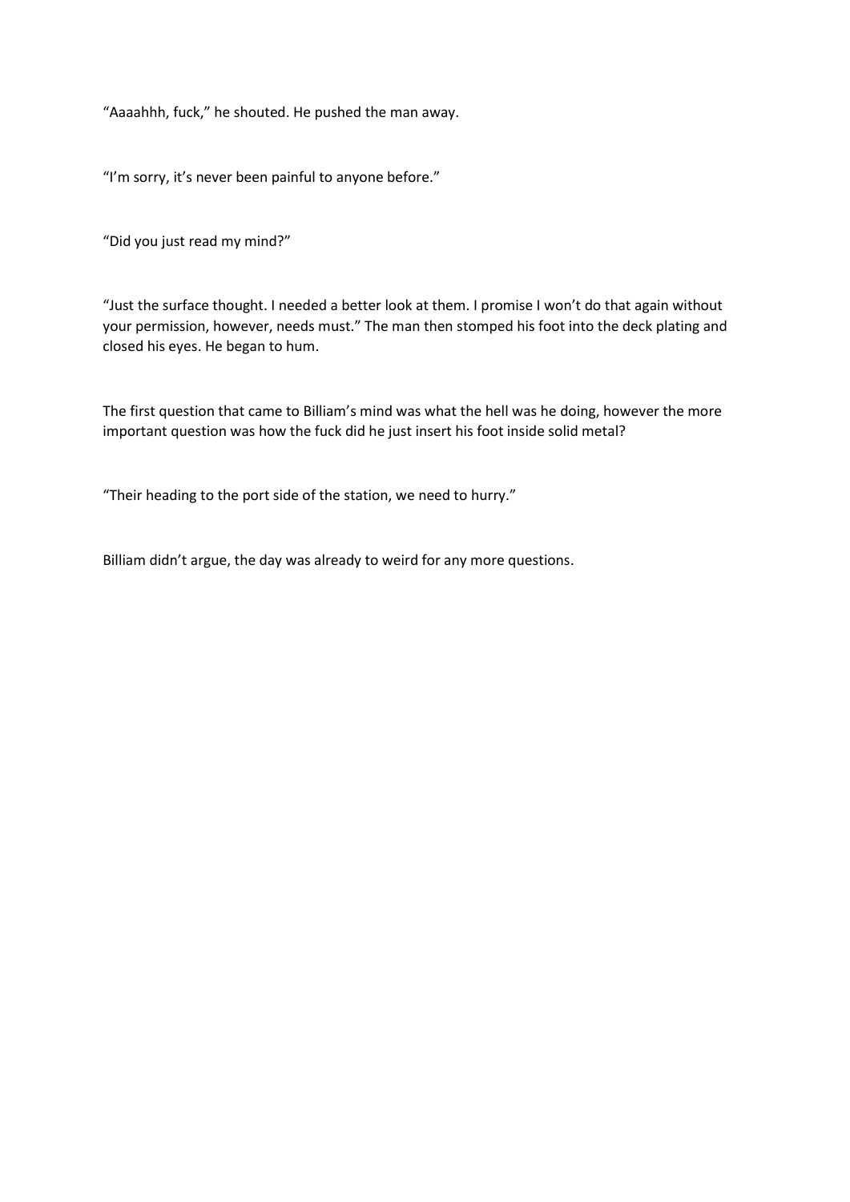"Aaaahhh, fuck," he shouted. He pushed the man away.

"I'm sorry, it's never been painful to anyone before."

"Did you just read my mind?"

"Just the surface thought. I needed a better look at them. I promise I won't do that again without your permission, however, needs must." The man then stomped his foot into the deck plating and closed his eyes. He began to hum.

The first question that came to Billiam's mind was what the hell was he doing, however the more important question was how the fuck did he just insert his foot inside solid metal?

"Their heading to the port side of the station, we need to hurry."

Billiam didn't argue, the day was already to weird for any more questions.